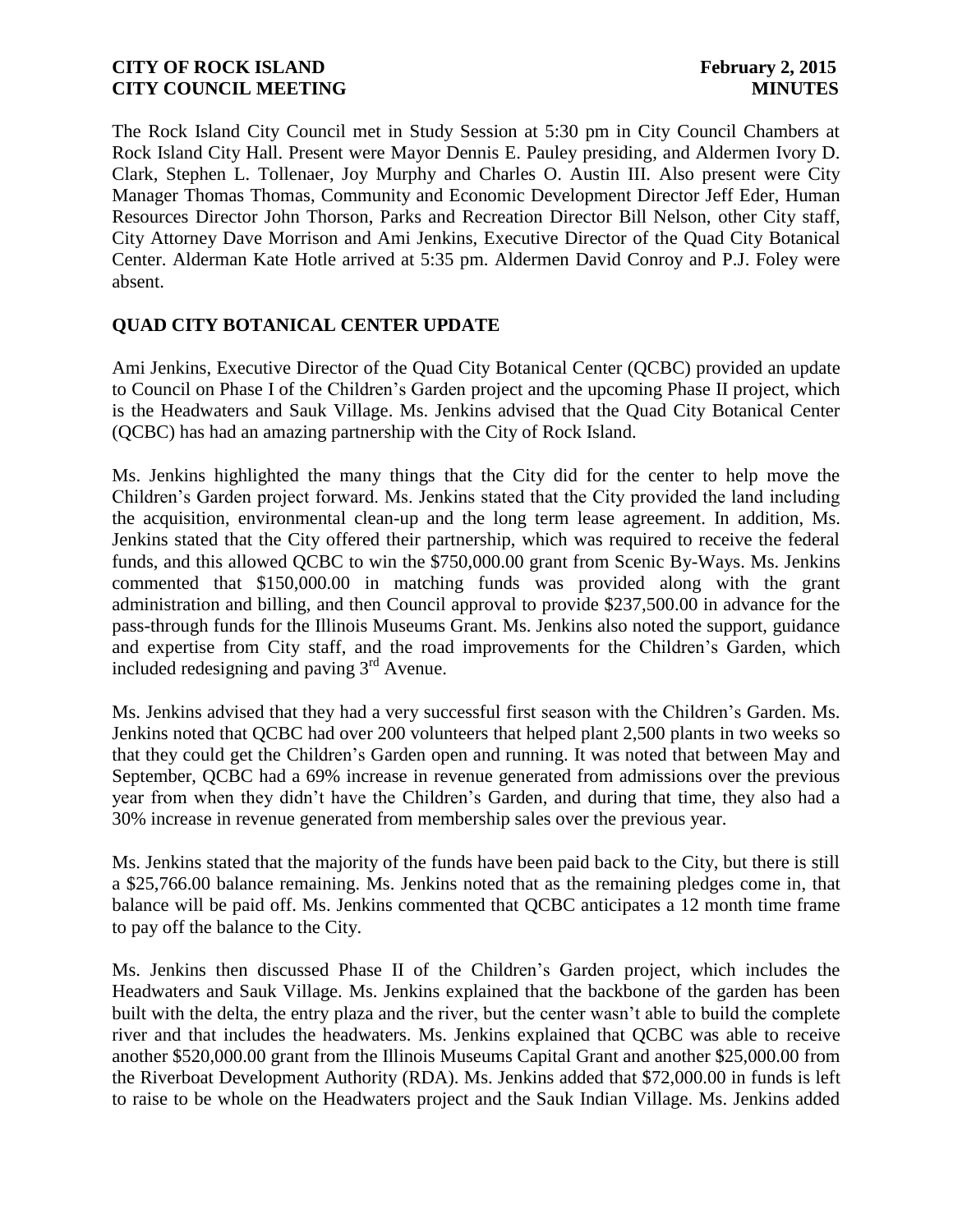The Rock Island City Council met in Study Session at 5:30 pm in City Council Chambers at Rock Island City Hall. Present were Mayor Dennis E. Pauley presiding, and Aldermen Ivory D. Clark, Stephen L. Tollenaer, Joy Murphy and Charles O. Austin III. Also present were City Manager Thomas Thomas, Community and Economic Development Director Jeff Eder, Human Resources Director John Thorson, Parks and Recreation Director Bill Nelson, other City staff, City Attorney Dave Morrison and Ami Jenkins, Executive Director of the Quad City Botanical Center. Alderman Kate Hotle arrived at 5:35 pm. Aldermen David Conroy and P.J. Foley were absent.

## QUAD CITY BOTANICAL CENTER UPDATE

Ami Jenkins, Executive Director of the Quad City Botanical Center (QCBC) provided an update to Council on Phase I of the Children's Garden project and the upcoming Phase II project, which is the Headwaters and Sauk Village. Ms. Jenkins advised that the Quad City Botanical Center (QCBC) has had an amazing partnership with the City of Rock Island.

Ms. Jenkins highlighted the many things that the City did for the center to help move the Children's Garden project forward. Ms. Jenkins stated that the City provided the land including the acquisition, environmental clean-up and the long term lease agreement. In addition, Ms. Jenkins stated that the City offered their partnership, which was required to receive the federal funds, and this allowed QCBC to win the $750,000.00 grant from Scenic By-Ways. Ms. Jenkins commented that $150,000.00 in matching funds was provided along with the grant administration and billing, and then Council approval to provide $237,500.00 in advance for the pass-through funds for the Illinois Museums Grant. Ms. Jenkins also noted the support, guidance and expertise from City staff, and the road improvements for the Children's Garden, which included redesigning and paving 3rd Avenue.

Ms. Jenkins advised that they had a very successful first season with the Children's Garden. Ms. Jenkins noted that QCBC had over 200 volunteers that helped plant 2,500 plants in two weeks so that they could get the Children's Garden open and running. It was noted that between May and September, QCBC had a 69% increase in revenue generated from admissions over the previous year from when they didn't have the Children's Garden, and during that time, they also had a 30% increase in revenue generated from membership sales over the previous year.

Ms. Jenkins stated that the majority of the funds have been paid back to the City, but there is still a $25,766.00 balance remaining. Ms. Jenkins noted that as the remaining pledges come in, that balance will be paid off. Ms. Jenkins commented that QCBC anticipates a 12 month time frame to pay off the balance to the City.

Ms. Jenkins then discussed Phase II of the Children's Garden project, which includes the Headwaters and Sauk Village. Ms. Jenkins explained that the backbone of the garden has been built with the delta, the entry plaza and the river, but the center wasn't able to build the complete river and that includes the headwaters. Ms. Jenkins explained that QCBC was able to receive another $520,000.00 grant from the Illinois Museums Capital Grant and another $25,000.00 from the Riverboat Development Authority (RDA). Ms. Jenkins added that $72,000.00 in funds is left to raise to be whole on the Headwaters project and the Sauk Indian Village. Ms. Jenkins added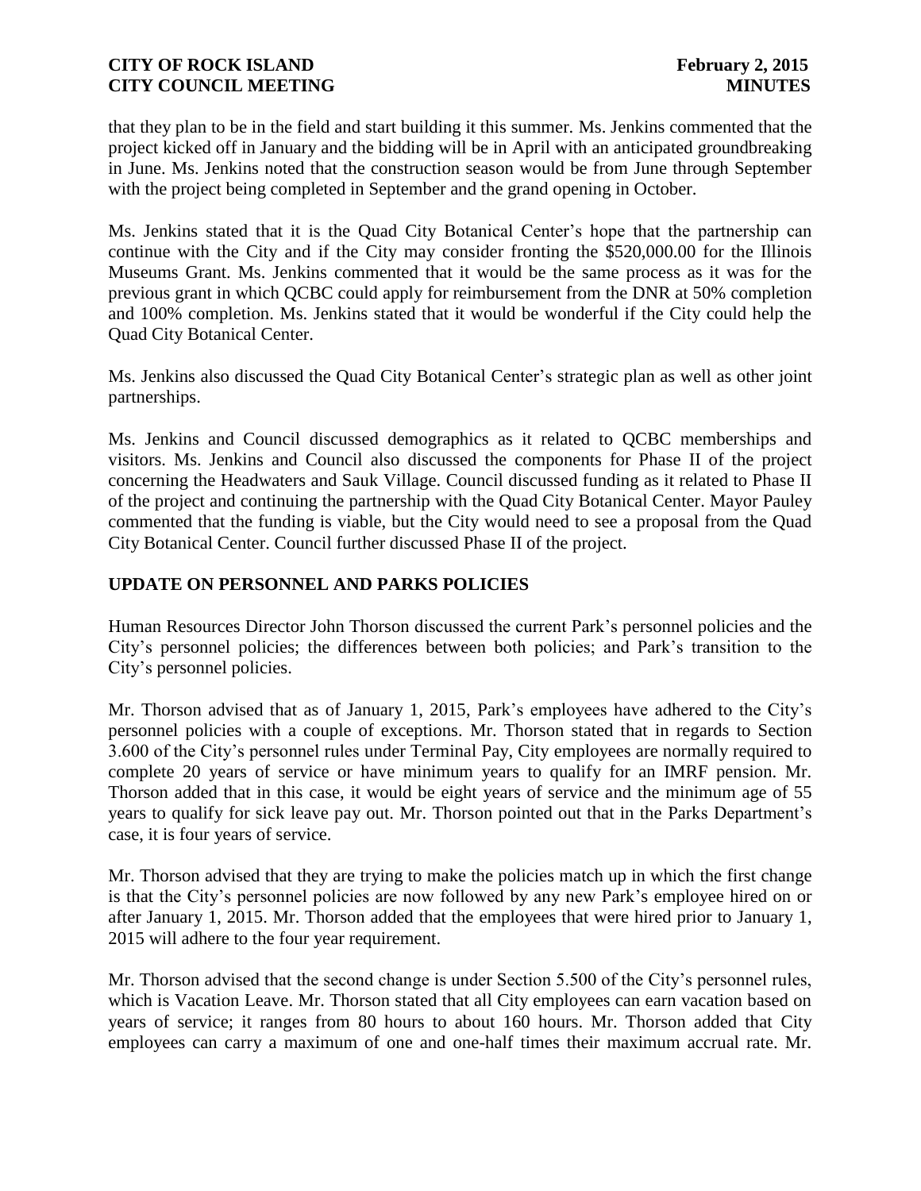that they plan to be in the field and start building it this summer. Ms. Jenkins commented that the project kicked off in January and the bidding will be in April with an anticipated groundbreaking in June. Ms. Jenkins noted that the construction season would be from June through September with the project being completed in September and the grand opening in October.

Ms. Jenkins stated that it is the Quad City Botanical Center's hope that the partnership can continue with the City and if the City may consider fronting the $520,000.00 for the Illinois Museums Grant. Ms. Jenkins commented that it would be the same process as it was for the previous grant in which QCBC could apply for reimbursement from the DNR at 50% completion and 100% completion. Ms. Jenkins stated that it would be wonderful if the City could help the Quad City Botanical Center.

Ms. Jenkins also discussed the Quad City Botanical Center's strategic plan as well as other joint partnerships.

Ms. Jenkins and Council discussed demographics as it related to QCBC memberships and visitors. Ms. Jenkins and Council also discussed the components for Phase II of the project concerning the Headwaters and Sauk Village. Council discussed funding as it related to Phase II of the project and continuing the partnership with the Quad City Botanical Center. Mayor Pauley commented that the funding is viable, but the City would need to see a proposal from the Quad City Botanical Center. Council further discussed Phase II of the project.

## UPDATE ON PERSONNEL AND PARKS POLICIES

Human Resources Director John Thorson discussed the current Park's personnel policies and the City's personnel policies; the differences between both policies; and Park's transition to the City's personnel policies.

Mr. Thorson advised that as of January 1, 2015, Park's employees have adhered to the City's personnel policies with a couple of exceptions. Mr. Thorson stated that in regards to Section 3.600 of the City's personnel rules under Terminal Pay, City employees are normally required to complete 20 years of service or have minimum years to qualify for an IMRF pension. Mr. Thorson added that in this case, it would be eight years of service and the minimum age of 55 years to qualify for sick leave pay out. Mr. Thorson pointed out that in the Parks Department's case, it is four years of service.

Mr. Thorson advised that they are trying to make the policies match up in which the first change is that the City's personnel policies are now followed by any new Park's employee hired on or after January 1, 2015. Mr. Thorson added that the employees that were hired prior to January 1, 2015 will adhere to the four year requirement.

Mr. Thorson advised that the second change is under Section 5.500 of the City's personnel rules, which is Vacation Leave. Mr. Thorson stated that all City employees can earn vacation based on years of service; it ranges from 80 hours to about 160 hours. Mr. Thorson added that City employees can carry a maximum of one and one-half times their maximum accrual rate. Mr.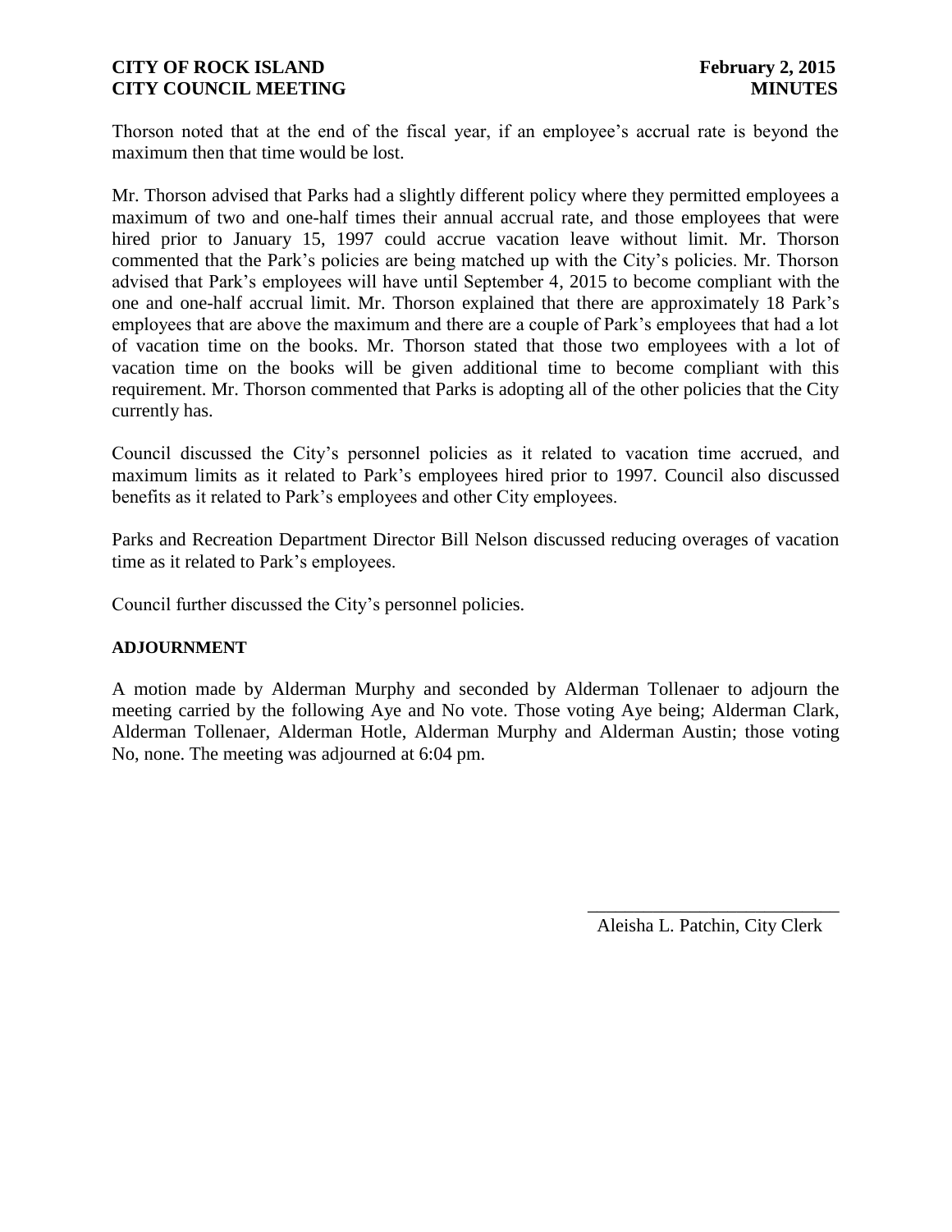Thorson noted that at the end of the fiscal year, if an employee's accrual rate is beyond the maximum then that time would be lost.

Mr. Thorson advised that Parks had a slightly different policy where they permitted employees a maximum of two and one-half times their annual accrual rate, and those employees that were hired prior to January 15, 1997 could accrue vacation leave without limit. Mr. Thorson commented that the Park's policies are being matched up with the City's policies. Mr. Thorson advised that Park's employees will have until September 4, 2015 to become compliant with the one and one-half accrual limit. Mr. Thorson explained that there are approximately 18 Park's employees that are above the maximum and there are a couple of Park's employees that had a lot of vacation time on the books. Mr. Thorson stated that those two employees with a lot of vacation time on the books will be given additional time to become compliant with this requirement. Mr. Thorson commented that Parks is adopting all of the other policies that the City currently has.

Council discussed the City's personnel policies as it related to vacation time accrued, and maximum limits as it related to Park's employees hired prior to 1997. Council also discussed benefits as it related to Park's employees and other City employees.

Parks and Recreation Department Director Bill Nelson discussed reducing overages of vacation time as it related to Park's employees.

Council further discussed the City's personnel policies.

**ADJOURNMENT**

A motion made by Alderman Murphy and seconded by Alderman Tollenaer to adjourn the meeting carried by the following Aye and No vote. Those voting Aye being; Alderman Clark, Alderman Tollenaer, Alderman Hotle, Alderman Murphy and Alderman Austin; those voting No, none. The meeting was adjourned at 6:04 pm.

\_\_\_\_\_\_\_\_\_\_\_\_\_\_\_\_\_\_\_\_\_\_\_\_\_\_\_\_

Aleisha L. Patchin, City Clerk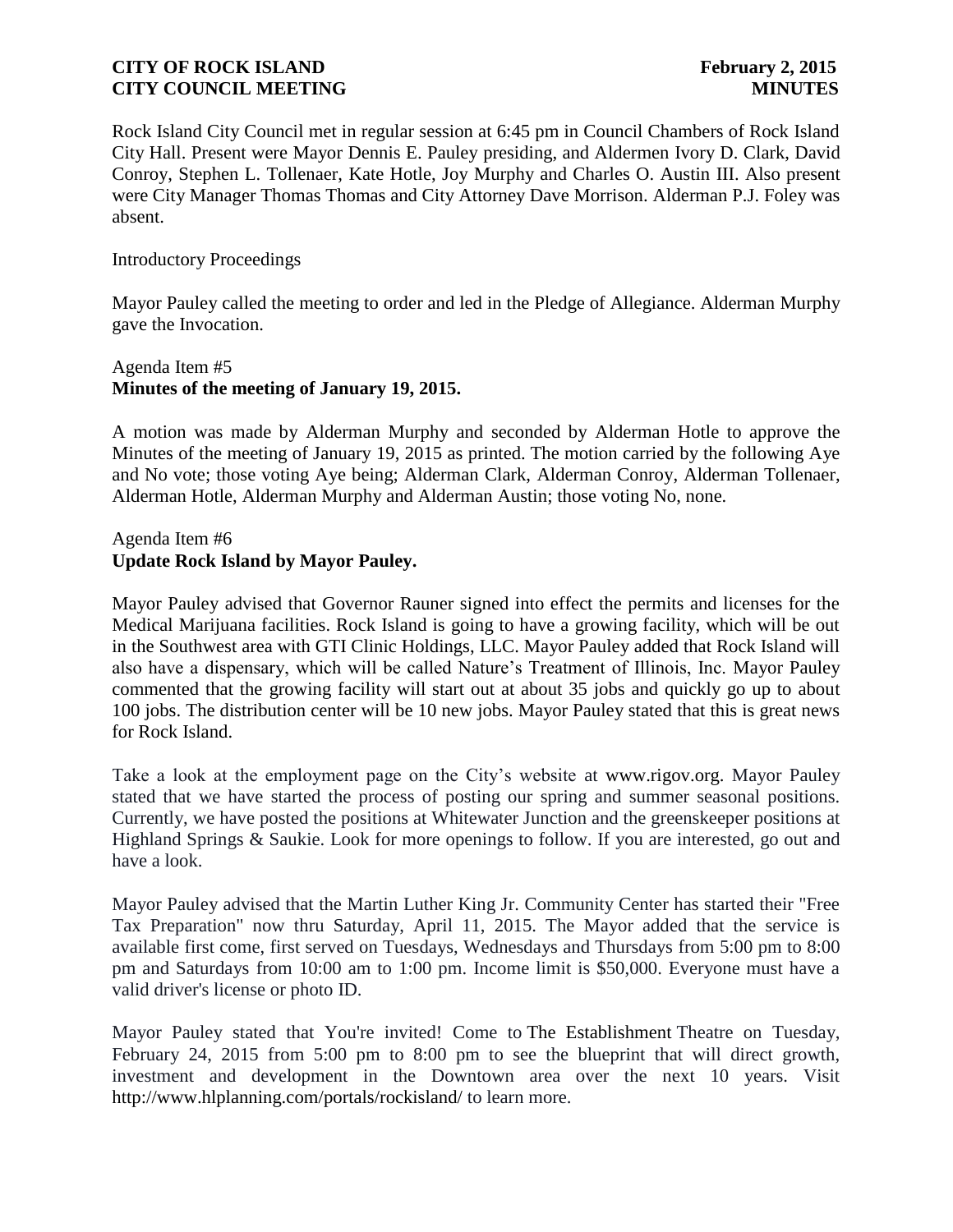Rock Island City Council met in regular session at 6:45 pm in Council Chambers of Rock Island City Hall. Present were Mayor Dennis E. Pauley presiding, and Aldermen Ivory D. Clark, David Conroy, Stephen L. Tollenaer, Kate Hotle, Joy Murphy and Charles O. Austin III. Also present were City Manager Thomas Thomas and City Attorney Dave Morrison. Alderman P.J. Foley was absent.

Introductory Proceedings

Mayor Pauley called the meeting to order and led in the Pledge of Allegiance. Alderman Murphy gave the Invocation.

Agenda Item #5
**Minutes of the meeting of January 19, 2015.**

A motion was made by Alderman Murphy and seconded by Alderman Hotle to approve the Minutes of the meeting of January 19, 2015 as printed. The motion carried by the following Aye and No vote; those voting Aye being; Alderman Clark, Alderman Conroy, Alderman Tollenaer, Alderman Hotle, Alderman Murphy and Alderman Austin; those voting No, none.

Agenda Item #6
**Update Rock Island by Mayor Pauley.**

Mayor Pauley advised that Governor Rauner signed into effect the permits and licenses for the Medical Marijuana facilities. Rock Island is going to have a growing facility, which will be out in the Southwest area with GTI Clinic Holdings, LLC. Mayor Pauley added that Rock Island will also have a dispensary, which will be called Nature's Treatment of Illinois, Inc. Mayor Pauley commented that the growing facility will start out at about 35 jobs and quickly go up to about 100 jobs. The distribution center will be 10 new jobs. Mayor Pauley stated that this is great news for Rock Island.

Take a look at the employment page on the City's website at www.rigov.org. Mayor Pauley stated that we have started the process of posting our spring and summer seasonal positions. Currently, we have posted the positions at Whitewater Junction and the greenskeeper positions at Highland Springs & Saukie. Look for more openings to follow. If you are interested, go out and have a look.

Mayor Pauley advised that the Martin Luther King Jr. Community Center has started their "Free Tax Preparation" now thru Saturday, April 11, 2015. The Mayor added that the service is available first come, first served on Tuesdays, Wednesdays and Thursdays from 5:00 pm to 8:00 pm and Saturdays from 10:00 am to 1:00 pm. Income limit is $50,000. Everyone must have a valid driver's license or photo ID.

Mayor Pauley stated that You're invited! Come to The Establishment Theatre on Tuesday, February 24, 2015 from 5:00 pm to 8:00 pm to see the blueprint that will direct growth, investment and development in the Downtown area over the next 10 years. Visit http://www.hlplanning.com/portals/rockisland/ to learn more.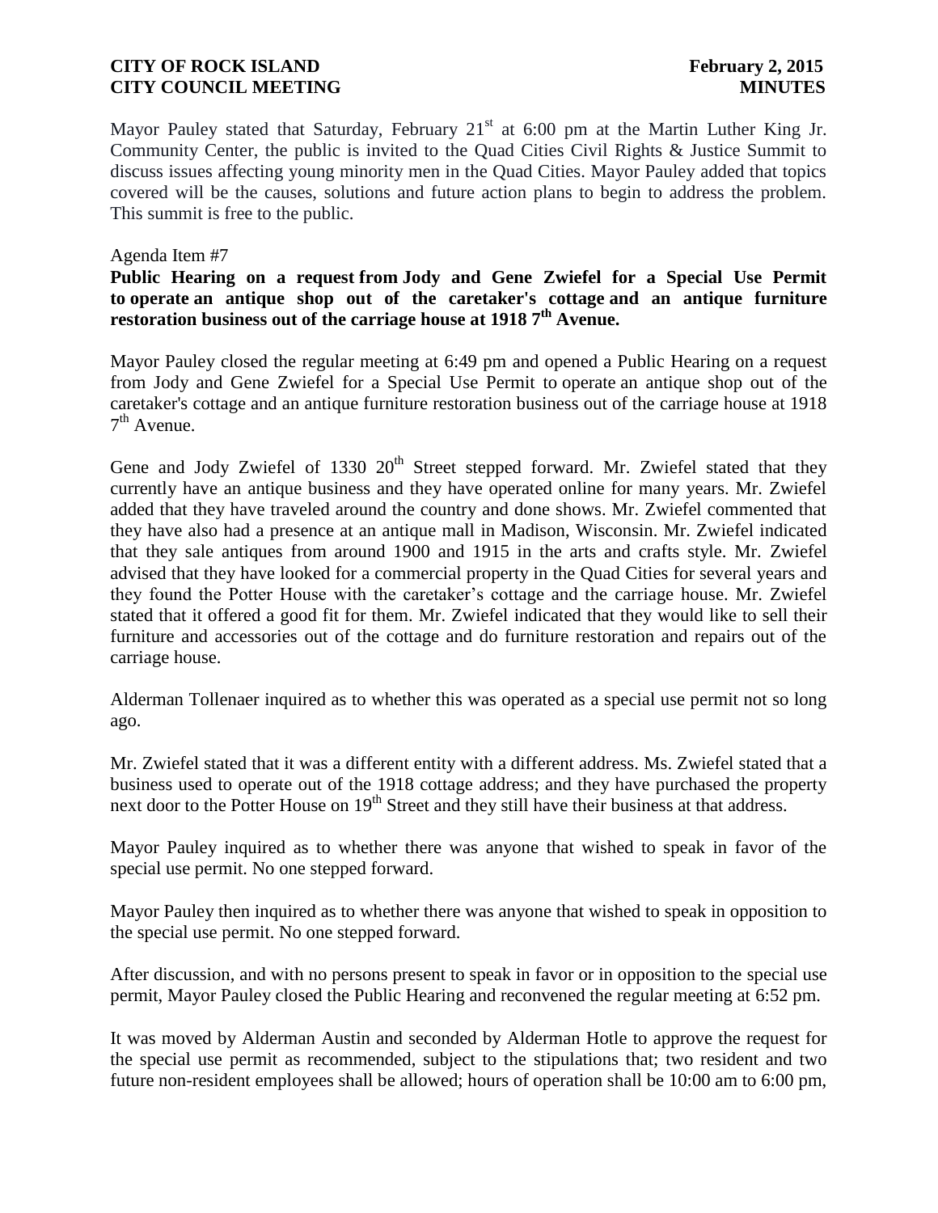Mayor Pauley stated that Saturday, February 21st at 6:00 pm at the Martin Luther King Jr. Community Center, the public is invited to the Quad Cities Civil Rights & Justice Summit to discuss issues affecting young minority men in the Quad Cities. Mayor Pauley added that topics covered will be the causes, solutions and future action plans to begin to address the problem. This summit is free to the public.

Agenda Item #7

**Public Hearing on a request from Jody and Gene Zwiefel for a Special Use Permit to operate an antique shop out of the caretaker's cottage and an antique furniture restoration business out of the carriage house at 1918 7th Avenue.**

Mayor Pauley closed the regular meeting at 6:49 pm and opened a Public Hearing on a request from Jody and Gene Zwiefel for a Special Use Permit to operate an antique shop out of the caretaker's cottage and an antique furniture restoration business out of the carriage house at 1918 7th Avenue.

Gene and Jody Zwiefel of 1330 20th Street stepped forward. Mr. Zwiefel stated that they currently have an antique business and they have operated online for many years. Mr. Zwiefel added that they have traveled around the country and done shows. Mr. Zwiefel commented that they have also had a presence at an antique mall in Madison, Wisconsin. Mr. Zwiefel indicated that they sale antiques from around 1900 and 1915 in the arts and crafts style. Mr. Zwiefel advised that they have looked for a commercial property in the Quad Cities for several years and they found the Potter House with the caretaker's cottage and the carriage house. Mr. Zwiefel stated that it offered a good fit for them. Mr. Zwiefel indicated that they would like to sell their furniture and accessories out of the cottage and do furniture restoration and repairs out of the carriage house.

Alderman Tollenaer inquired as to whether this was operated as a special use permit not so long ago.

Mr. Zwiefel stated that it was a different entity with a different address. Ms. Zwiefel stated that a business used to operate out of the 1918 cottage address; and they have purchased the property next door to the Potter House on 19th Street and they still have their business at that address.

Mayor Pauley inquired as to whether there was anyone that wished to speak in favor of the special use permit. No one stepped forward.

Mayor Pauley then inquired as to whether there was anyone that wished to speak in opposition to the special use permit. No one stepped forward.

After discussion, and with no persons present to speak in favor or in opposition to the special use permit, Mayor Pauley closed the Public Hearing and reconvened the regular meeting at 6:52 pm.

It was moved by Alderman Austin and seconded by Alderman Hotle to approve the request for the special use permit as recommended, subject to the stipulations that; two resident and two future non-resident employees shall be allowed; hours of operation shall be 10:00 am to 6:00 pm,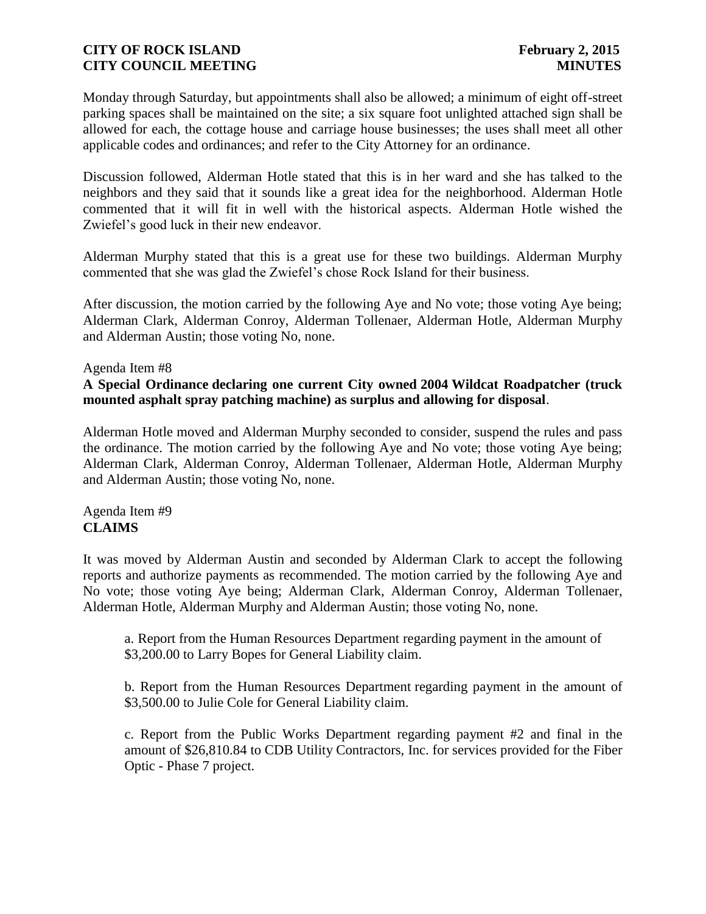Monday through Saturday, but appointments shall also be allowed; a minimum of eight off-street parking spaces shall be maintained on the site; a six square foot unlighted attached sign shall be allowed for each, the cottage house and carriage house businesses; the uses shall meet all other applicable codes and ordinances; and refer to the City Attorney for an ordinance.

Discussion followed, Alderman Hotle stated that this is in her ward and she has talked to the neighbors and they said that it sounds like a great idea for the neighborhood. Alderman Hotle commented that it will fit in well with the historical aspects. Alderman Hotle wished the Zwiefel's good luck in their new endeavor.

Alderman Murphy stated that this is a great use for these two buildings. Alderman Murphy commented that she was glad the Zwiefel's chose Rock Island for their business.

After discussion, the motion carried by the following Aye and No vote; those voting Aye being; Alderman Clark, Alderman Conroy, Alderman Tollenaer, Alderman Hotle, Alderman Murphy and Alderman Austin; those voting No, none.

Agenda Item #8
**A Special Ordinance declaring one current City owned 2004 Wildcat Roadpatcher (truck mounted asphalt spray patching machine) as surplus and allowing for disposal**.

Alderman Hotle moved and Alderman Murphy seconded to consider, suspend the rules and pass the ordinance. The motion carried by the following Aye and No vote; those voting Aye being; Alderman Clark, Alderman Conroy, Alderman Tollenaer, Alderman Hotle, Alderman Murphy and Alderman Austin; those voting No, none.

Agenda Item #9
**CLAIMS**

It was moved by Alderman Austin and seconded by Alderman Clark to accept the following reports and authorize payments as recommended. The motion carried by the following Aye and No vote; those voting Aye being; Alderman Clark, Alderman Conroy, Alderman Tollenaer, Alderman Hotle, Alderman Murphy and Alderman Austin; those voting No, none.

a. Report from the Human Resources Department regarding payment in the amount of $3,200.00 to Larry Bopes for General Liability claim.

b. Report from the Human Resources Department regarding payment in the amount of $3,500.00 to Julie Cole for General Liability claim.

c. Report from the Public Works Department regarding payment #2 and final in the amount of $26,810.84 to CDB Utility Contractors, Inc. for services provided for the Fiber Optic - Phase 7 project.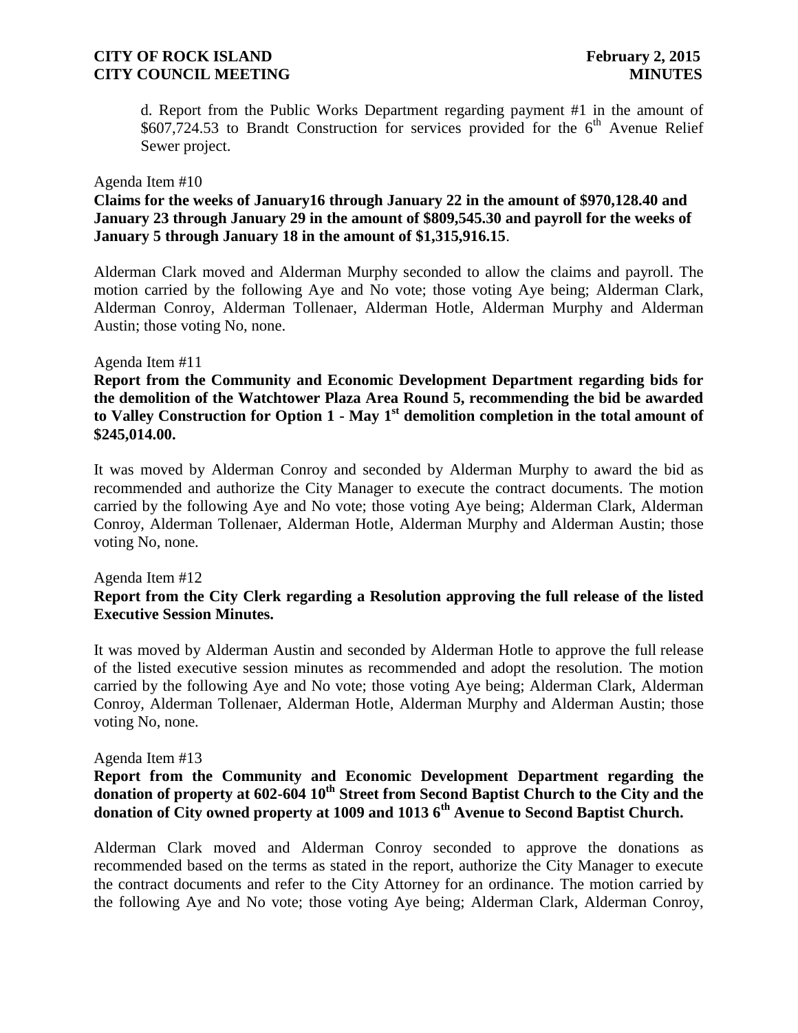d. Report from the Public Works Department regarding payment #1 in the amount of \$607,724.53 to Brandt Construction for services provided for the 6th Avenue Relief Sewer project.

Agenda Item #10

**Claims for the weeks of January16 through January 22 in the amount of \$970,128.40 and January 23 through January 29 in the amount of \$809,545.30 and payroll for the weeks of January 5 through January 18 in the amount of \$1,315,916.15**.

Alderman Clark moved and Alderman Murphy seconded to allow the claims and payroll. The motion carried by the following Aye and No vote; those voting Aye being; Alderman Clark, Alderman Conroy, Alderman Tollenaer, Alderman Hotle, Alderman Murphy and Alderman Austin; those voting No, none.

Agenda Item #11

**Report from the Community and Economic Development Department regarding bids for the demolition of the Watchtower Plaza Area Round 5, recommending the bid be awarded to Valley Construction for Option 1 - May 1st demolition completion in the total amount of \$245,014.00.**

It was moved by Alderman Conroy and seconded by Alderman Murphy to award the bid as recommended and authorize the City Manager to execute the contract documents. The motion carried by the following Aye and No vote; those voting Aye being; Alderman Clark, Alderman Conroy, Alderman Tollenaer, Alderman Hotle, Alderman Murphy and Alderman Austin; those voting No, none.

Agenda Item #12

**Report from the City Clerk regarding a Resolution approving the full release of the listed Executive Session Minutes.**

It was moved by Alderman Austin and seconded by Alderman Hotle to approve the full release of the listed executive session minutes as recommended and adopt the resolution. The motion carried by the following Aye and No vote; those voting Aye being; Alderman Clark, Alderman Conroy, Alderman Tollenaer, Alderman Hotle, Alderman Murphy and Alderman Austin; those voting No, none.

Agenda Item #13

**Report from the Community and Economic Development Department regarding the donation of property at 602-604 10th Street from Second Baptist Church to the City and the donation of City owned property at 1009 and 1013 6th Avenue to Second Baptist Church.**

Alderman Clark moved and Alderman Conroy seconded to approve the donations as recommended based on the terms as stated in the report, authorize the City Manager to execute the contract documents and refer to the City Attorney for an ordinance. The motion carried by the following Aye and No vote; those voting Aye being; Alderman Clark, Alderman Conroy,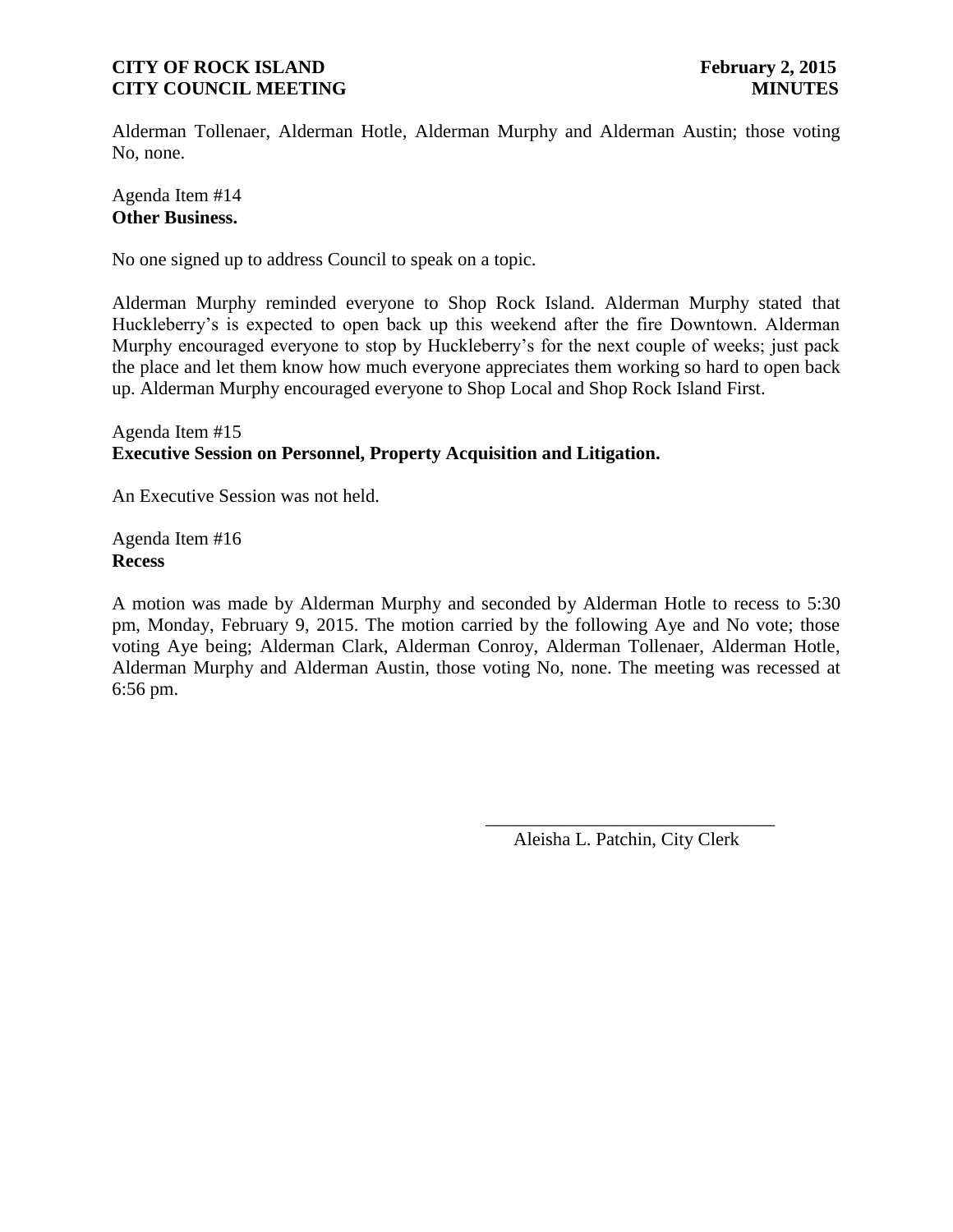Alderman Tollenaer, Alderman Hotle, Alderman Murphy and Alderman Austin; those voting No, none.

Agenda Item #14
**Other Business.**

No one signed up to address Council to speak on a topic.

Alderman Murphy reminded everyone to Shop Rock Island. Alderman Murphy stated that Huckleberry's is expected to open back up this weekend after the fire Downtown. Alderman Murphy encouraged everyone to stop by Huckleberry's for the next couple of weeks; just pack the place and let them know how much everyone appreciates them working so hard to open back up. Alderman Murphy encouraged everyone to Shop Local and Shop Rock Island First.

Agenda Item #15
**Executive Session on Personnel, Property Acquisition and Litigation.**

An Executive Session was not held.

Agenda Item #16
**Recess**

A motion was made by Alderman Murphy and seconded by Alderman Hotle to recess to 5:30 pm, Monday, February 9, 2015. The motion carried by the following Aye and No vote; those voting Aye being; Alderman Clark, Alderman Conroy, Alderman Tollenaer, Alderman Hotle, Alderman Murphy and Alderman Austin, those voting No, none. The meeting was recessed at 6:56 pm.

______________________________
Aleisha L. Patchin, City Clerk